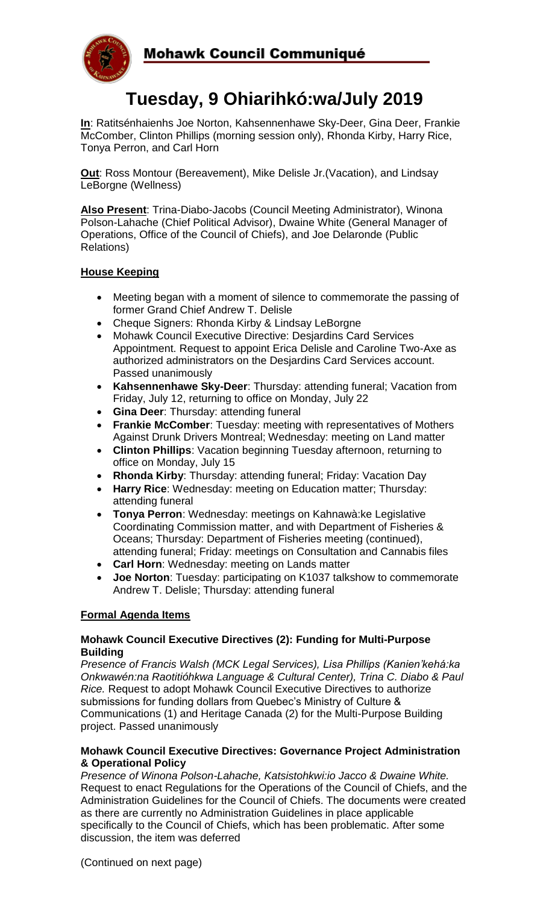# Mohawk Council Communiqué

# Tuesday, 9 Ohiarihkó:wa/July 2019

**In**: Ratitsénhaienhs Joe Norton, Kahsennenhawe Sky-Deer, Gina Deer, Frankie McComber, Clinton Phillips (morning session only), Rhonda Kirby, Harry Rice, Tonya Perron, and Carl Horn

**Out**: Ross Montour (Bereavement), Mike Delisle Jr.(Vacation), and Lindsay LeBorgne (Wellness)

**Also Present**: Trina-Diabo-Jacobs (Council Meeting Administrator), Winona Polson-Lahache (Chief Political Advisor), Dwaine White (General Manager of Operations, Office of the Council of Chiefs), and Joe Delaronde (Public Relations)

## House Keeping

- Meeting began with a moment of silence to commemorate the passing of former Grand Chief Andrew T. Delisle
- Cheque Signers: Rhonda Kirby & Lindsay LeBorgne
- Mohawk Council Executive Directive: Desjardins Card Services Appointment. Request to appoint Erica Delisle and Caroline Two-Axe as authorized administrators on the Desjardins Card Services account. Passed unanimously
- **Kahsennenhawe Sky-Deer**: Thursday: attending funeral; Vacation from Friday, July 12, returning to office on Monday, July 22
- **Gina Deer**: Thursday: attending funeral
- **Frankie McComber**: Tuesday: meeting with representatives of Mothers Against Drunk Drivers Montreal; Wednesday: meeting on Land matter
- **Clinton Phillips**: Vacation beginning Tuesday afternoon, returning to office on Monday, July 15
- **Rhonda Kirby**: Thursday: attending funeral; Friday: Vacation Day
- **Harry Rice**: Wednesday: meeting on Education matter; Thursday: attending funeral
- **Tonya Perron**: Wednesday: meetings on Kahnawà:ke Legislative Coordinating Commission matter, and with Department of Fisheries & Oceans; Thursday: Department of Fisheries meeting (continued), attending funeral; Friday: meetings on Consultation and Cannabis files
- **Carl Horn**: Wednesday: meeting on Lands matter
- **Joe Norton**: Tuesday: participating on K1037 talkshow to commemorate Andrew T. Delisle; Thursday: attending funeral

## Formal Agenda Items

### Mohawk Council Executive Directives (2): Funding for Multi-Purpose Building

*Presence of Francis Walsh (MCK Legal Services), Lisa Phillips (Kanien'kehá:ka Onkwawén:na Raotitióhkwa Language & Cultural Center), Trina C. Diabo & Paul Rice.* Request to adopt Mohawk Council Executive Directives to authorize submissions for funding dollars from Quebec's Ministry of Culture & Communications (1) and Heritage Canada (2) for the Multi-Purpose Building project. Passed unanimously

### Mohawk Council Executive Directives: Governance Project Administration & Operational Policy

*Presence of Winona Polson-Lahache, Katsistohkwi:io Jacco & Dwaine White.* Request to enact Regulations for the Operations of the Council of Chiefs, and the Administration Guidelines for the Council of Chiefs. The documents were created as there are currently no Administration Guidelines in place applicable specifically to the Council of Chiefs, which has been problematic. After some discussion, the item was deferred

(Continued on next page)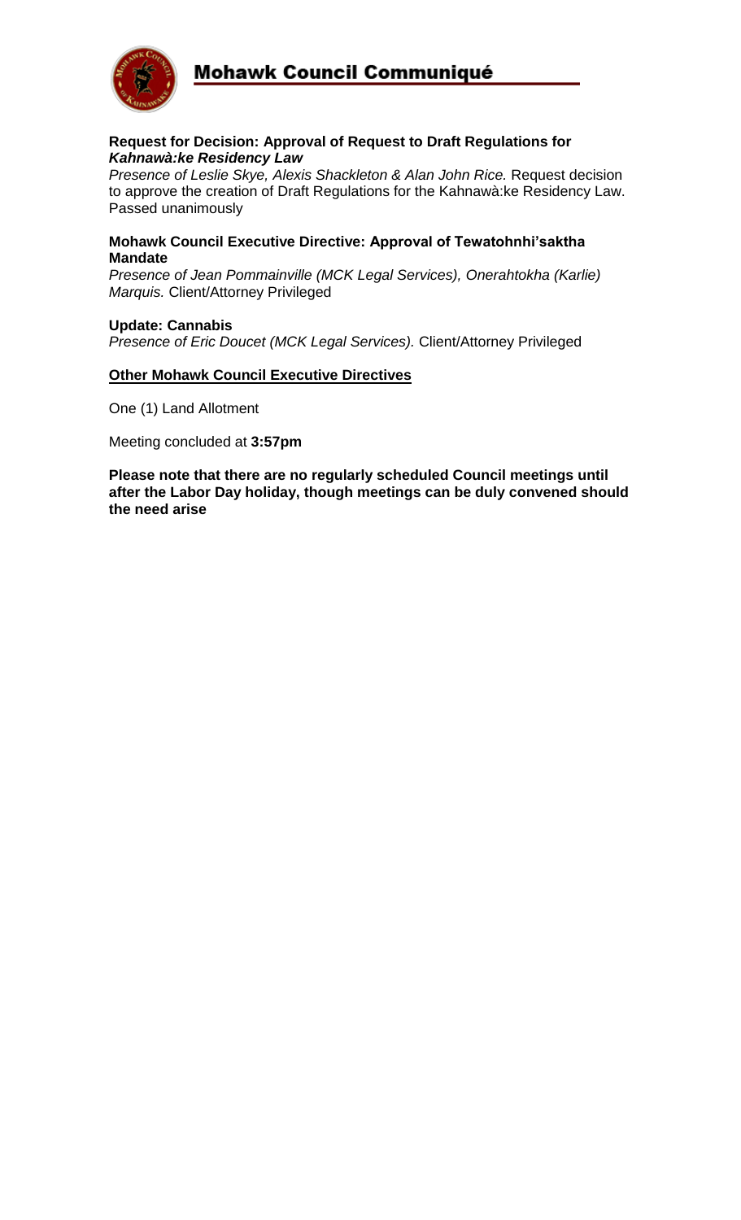**Request for Decision: Approval of Request to Draft Regulations for *Kahnawà:ke Residency Law***

*Presence of Leslie Skye, Alexis Shackleton & Alan John Rice.* Request decision to approve the creation of Draft Regulations for the Kahnawà:ke Residency Law. Passed unanimously

**Mohawk Council Executive Directive: Approval of Tewatohnhi'saktha Mandate**

*Presence of Jean Pommainville (MCK Legal Services), Onerahtokha (Karlie) Marquis.* Client/Attorney Privileged

**Update: Cannabis**

*Presence of Eric Doucet (MCK Legal Services).* Client/Attorney Privileged

**Other Mohawk Council Executive Directives**

One (1) Land Allotment

Meeting concluded at **3:57pm**

**Please note that there are no regularly scheduled Council meetings until after the Labor Day holiday, though meetings can be duly convened should the need arise**